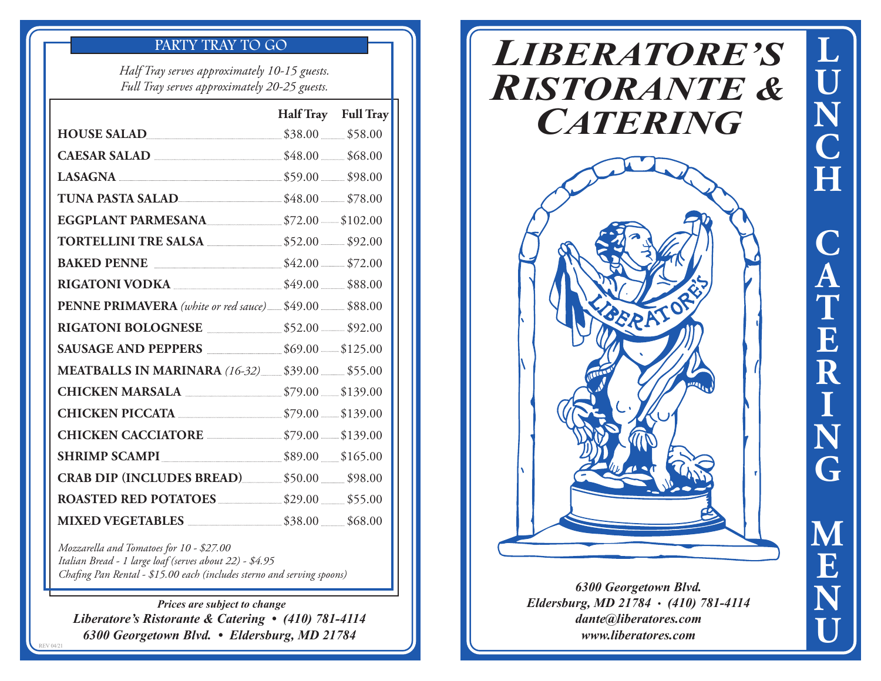## PARTY TRAY TO GO

*Half Tray serves approximately 10-15 guests.*
*Full Tray serves approximately 20-25 guests.*

| | Half Tray | Full Tray |
|---|---|---|
| **HOUSE SALAD** | $38.00 | $58.00 |
| **CAESAR SALAD** | $48.00 | $68.00 |
| **LASAGNA** | $59.00 | $98.00 |
| **TUNA PASTA SALAD** | $48.00 | $78.00 |
| **EGGPLANT PARMESANA** | $72.00 | $102.00 |
| **TORTELLINI TRE SALSA** | $52.00 | $92.00 |
| **BAKED PENNE** | $42.00 | $72.00 |
| **RIGATONI VODKA** | $49.00 | $88.00 |
| **PENNE PRIMAVERA** *(white or red sauce)* | $49.00 | $88.00 |
| **RIGATONI BOLOGNESE** | $52.00 | $92.00 |
| **SAUSAGE AND PEPPERS** | $69.00 | $125.00 |
| **MEATBALLS IN MARINARA** *(16-32)* | $39.00 | $55.00 |
| **CHICKEN MARSALA** | $79.00 | $139.00 |
| **CHICKEN PICCATA** | $79.00 | $139.00 |
| **CHICKEN CACCIATORE** | $79.00 | $139.00 |
| **SHRIMP SCAMPI** | $89.00 | $165.00 |
| **CRAB DIP (INCLUDES BREAD)** | $50.00 | $98.00 |
| **ROASTED RED POTATOES** | $29.00 | $55.00 |
| **MIXED VEGETABLES** | $38.00 | $68.00 |

*Mozzarella and Tomatoes for 10 - $27.00*
*Italian Bread - 1 large loaf (serves about 22) - $4.95*
*Chafing Pan Rental - $15.00 each (includes sterno and serving spoons)*

***Prices are subject to change***
***Liberatore's Ristorante & Catering • (410) 781-4114***
***6300 Georgetown Blvd. • Eldersburg, MD 21784***

REV 04/21

# *LIBERATORE'S RISTORANTE & CATERING*

LIBERATORE'S

***6300 Georgetown Blvd.***
***Eldersburg, MD 21784 • (410) 781-4114***
***dante@liberatores.com***
***www.liberatores.com***

**LUNCH CATERING MENU**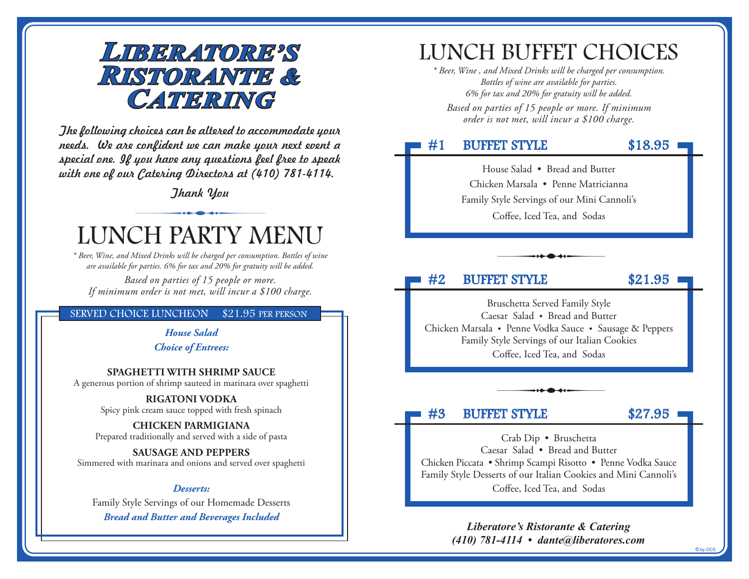# Liberatore's Ristorante & Catering

*The following choices can be altered to accommodate your needs. We are confident we can make your next event a special one. If you have any questions feel free to speak with one of our Catering Directors at (410) 781-4114.*

*Thank You*

## LUNCH PARTY MENU

*\* Beer, Wine, and Mixed Drinks will be charged per consumption. Bottles of wine are available for parties. 6% for tax and 20% for gratuity will be added.*

*Based on parties of 15 people or more. If minimum order is not met, will incur a $100 charge.*

### SERVED CHOICE LUNCHEON $21.95 PER PERSON

***House Salad***

***Choice of Entrees:***

**SPAGHETTI WITH SHRIMP SAUCE**
A generous portion of shrimp sauteed in marinara over spaghetti

**RIGATONI VODKA**
Spicy pink cream sauce topped with fresh spinach

**CHICKEN PARMIGIANA**
Prepared traditionally and served with a side of pasta

**SAUSAGE AND PEPPERS**
Simmered with marinara and onions and served over spaghetti

***Desserts:***

Family Style Servings of our Homemade Desserts

***Bread and Butter and Beverages Included***

## LUNCH BUFFET CHOICES

*\* Beer, Wine , and Mixed Drinks will be charged per consumption. Bottles of wine are available for parties. 6% for tax and 20% for gratuity will be added.*

*Based on parties of 15 people or more. If minimum order is not met, will incur a $100 charge.*

### #1 BUFFET STYLE $18.95

House Salad • Bread and Butter
Chicken Marsala • Penne Matricianna
Family Style Servings of our Mini Cannoli's
Coffee, Iced Tea, and Sodas

### #2 BUFFET STYLE $21.95

Bruschetta Served Family Style
Caesar Salad • Bread and Butter
Chicken Marsala • Penne Vodka Sauce • Sausage & Peppers
Family Style Servings of our Italian Cookies
Coffee, Iced Tea, and Sodas

### #3 BUFFET STYLE $27.95

Crab Dip • Bruschetta
Caesar Salad • Bread and Butter
Chicken Piccata • Shrimp Scampi Risotto • Penne Vodka Sauce
Family Style Desserts of our Italian Cookies and Mini Cannoli's
Coffee, Iced Tea, and Sodas

***Liberatore's Ristorante & Catering***
***(410) 781-4114 • dante@liberatores.com***

© by OCS